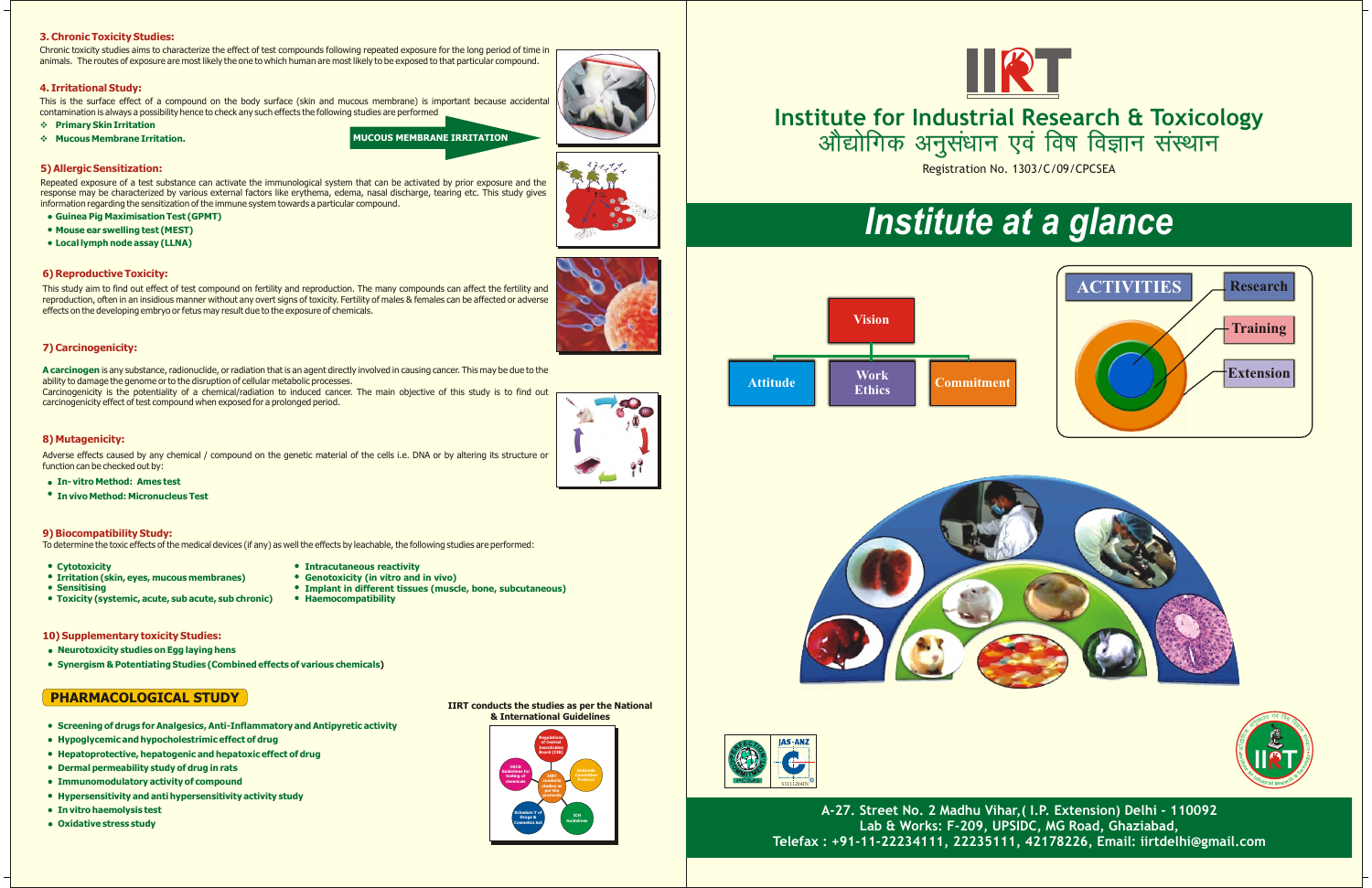### 3. Chronic Toxicity Studies:

Chronic toxicity studies aims to characterize the effect of test compounds following repeated exposure for the long period of time in animals. The routes of exposure are most likely the one to which human are most likely to be exposed to that particular compound.

### 4. Irritational Study:

This is the surface effect of a compound on the body surface (skin and mucous membrane) is important because accidental contamination is always a possibility hence to check any such effects the following studies are performed

- **Primary Skin Irritation**
- **Mucous Membrane Irritation.**

MUCOUS MEMBRANE IRRITATION

### 5) Allergic Sensitization:

Repeated exposure of a test substance can activate the immunological system that can be activated by prior exposure and the response may be characterized by various external factors like erythema, edema, nasal discharge, tearing etc. This study gives information regarding the sensitization of the immune system towards a particular compound.

- **Guinea Pig Maximisation Test (GPMT)**
- **Mouse ear swelling test (MEST)**
- **Local lymph node assay (LLNA)**

### 6) Reproductive Toxicity:

This study aim to find out effect of test compound on fertility and reproduction. The many compounds can affect the fertility and reproduction, often in an insidious manner without any overt signs of toxicity. Fertility of males & females can be affected or adverse effects on the developing embryo or fetus may result due to the exposure of chemicals.

### 7) Carcinogenicity:

**A carcinogen** is any substance, radionuclide, or radiation that is an agent directly involved in causing cancer. This may be due to the ability to damage the genome or to the disruption of cellular metabolic processes.

Carcinogenicity is the potentiality of a chemical/radiation to induced cancer. The main objective of this study is to find out carcinogenicity effect of test compound when exposed for a prolonged period.

### 8) Mutagenicity:

Adverse effects caused by any chemical / compound on the genetic material of the cells i.e. DNA or by altering its structure or function can be checked out by:

- **In- vitro Method: Ames test**
- **In vivo Method: Micronucleus Test**

### 9) Biocompatibility Study:

To determine the toxic effects of the medical devices (if any) as well the effects by leachable, the following studies are performed:

- **Cytotoxicity**
- **Irritation (skin, eyes, mucous membranes)**
- **Sensitising**
- **Toxicity (systemic, acute, sub acute, sub chronic)**
- **Intracutaneous reactivity**
- **Genotoxicity (in vitro and in vivo)**
- **Implant in different tissues (muscle, bone, subcutaneous)**
- **Haemocompatibility**

### 10) Supplementary toxicity Studies:

- **Neurotoxicity studies on Egg laying hens**
- **Synergism & Potentiating Studies (Combined effects of various chemicals)**

## PHARMACOLOGICAL STUDY

- **Screening of drugs for Analgesics, Anti-Inflammatory and Antipyretic activity**
- **Hypoglycemic and hypocholestrimic effect of drug**
- **Hepatoprotective, hepatogenic and hepatoxic effect of drug**
- **Dermal permeability study of drug in rats**
- **Immunomodulatory activity of compound**
- **Hypersensitivity and anti hypersensitivity activity study**
- **In vitro haemolysis test**
- **Oxidative stress study**

**IIRT conducts the studies as per the National & International Guidelines**

IIRT conducts studies as per the protocols

Regulations of Central Insecticides Board (CIB)

Schedule Y of Drugs & Cosmetics Act

OECD Guidelines for testing of chemicals

Schedule ... Committee Protocol

ICH Guidelines

# Institute for Industrial Research & Toxicology

# औद्योगिक अनुसंधान एवं विष विज्ञान संस्थान

Registration No. 1303/C/09/CPCSEA

## Institute at a glance

Vision

Attitude

Work Ethics

Commitment

ACTIVITIES

Research

Training

Extension

JAS-ANZ

**A-27. Street No. 2 Madhu Vihar,( I.P. Extension) Delhi - 110092**
**Lab & Works: F-209, UPSIDC, MG Road, Ghaziabad,**
**Telefax : +91-11-22234111, 22235111, 42178226, Email: iirtdelhi@gmail.com**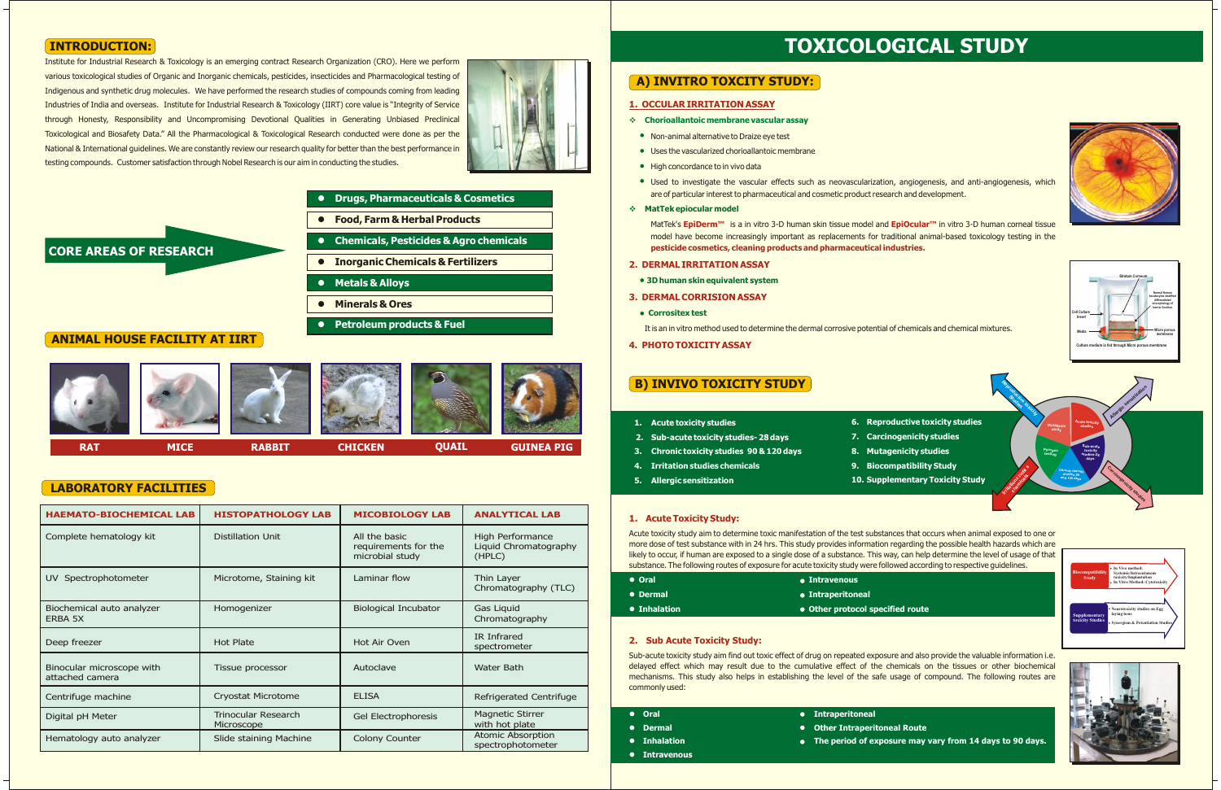## INTRODUCTION:

Institute for Industrial Research & Toxicology is an emerging contract Research Organization (CRO). Here we perform various toxicological studies of Organic and Inorganic chemicals, pesticides, insecticides and Pharmacological testing of Indigenous and synthetic drug molecules. We have performed the research studies of compounds coming from leading Industries of India and overseas. Institute for Industrial Research & Toxicology (IIRT) core value is "Integrity of Service through Honesty, Responsibility and Uncompromising Devotional Qualities in Generating Unbiased Preclinical Toxicological and Biosafety Data." All the Pharmacological & Toxicological Research conducted were done as per the National & International guidelines. We are constantly review our research quality for better than the best performance in testing compounds. Customer satisfaction through Nobel Research is our aim in conducting the studies.

## CORE AREAS OF RESEARCH

- **Drugs, Pharmaceuticals & Cosmetics**
- **Food, Farm & Herbal Products**
- **Chemicals, Pesticides & Agro chemicals**
- **Inorganic Chemicals & Fertilizers**
- **Metals & Alloys**
- **Minerals & Ores**
- **Petroleum products & Fuel**

## ANIMAL HOUSE FACILITY AT IIRT

RAT | MICE | RABBIT | CHICKEN | QUAIL | GUINEA PIG

## LABORATORY FACILITIES

| HAEMATO-BIOCHEMICAL LAB | HISTOPATHOLOGY LAB | MICOBIOLOGY LAB | ANALYTICAL LAB |
|---|---|---|---|
| Complete hematology kit | Distillation Unit | All the basic requirements for the microbial study | High Performance Liquid Chromatography (HPLC) |
| UV Spectrophotometer | Microtome, Staining kit | Laminar flow | Thin Layer Chromatography (TLC) |
| Biochemical auto analyzer ERBA 5X | Homogenizer | Biological Incubator | Gas Liquid Chromatography |
| Deep freezer | Hot Plate | Hot Air Oven | IR Infrared spectrometer |
| Binocular microscope with attached camera | Tissue processor | Autoclave | Water Bath |
| Centrifuge machine | Cryostat Microtome | ELISA | Refrigerated Centrifuge |
| Digital pH Meter | Trinocular Research Microscope | Gel Electrophoresis | Magnetic Stirrer with hot plate |
| Hematology auto analyzer | Slide staining Machine | Colony Counter | Atomic Absorption spectrophotometer |

# TOXICOLOGICAL STUDY

## A) INVITRO TOXCITY STUDY:

### 1. OCCULAR IRRITATION ASSAY

- **Chorioallantoic membrane vascular assay**
  - Non-animal alternative to Draize eye test
  - Uses the vascularized chorioallantoic membrane
  - High concordance to in vivo data
  - Used to investigate the vascular effects such as neovascularization, angiogenesis, and anti-angiogenesis, which are of particular interest to pharmaceutical and cosmetic product research and development.
- **MatTek epiocular model**

  MatTek's **EpiDerm™** is a in vitro 3-D human skin tissue model and **EpiOcular™** in vitro 3-D human corneal tissue model have become increasingly important as replacements for traditional animal-based toxicology testing in the **pesticide cosmetics, cleaning products and pharmaceutical industries.**

### 2. DERMAL IRRITATION ASSAY

- **3D human skin equivalent system**

### 3. DERMAL CORRISION ASSAY

- **Corrositex test**

It is an in vitro method used to determine the dermal corrosive potential of chemicals and chemical mixtures.

Stratum Corneum
Normal human keratocytes stratified differentiated morphology of barrier function
Cell Culture Insert
Media
Micro porous membrane
Culture medium is fed through Micro porous membrane

### 4. PHOTO TOXICITY ASSAY

## B) INVIVO TOXICITY STUDY

1. **Acute toxicity studies**
2. **Sub-acute toxicity studies- 28 days**
3. **Chronic toxicity studies 90 & 120 days**
4. **Irritation studies chemicals**
5. **Allergic sensitization**
6. **Reproductive toxicity studies**
7. **Carcinogenicity studies**
8. **Mutagenicity studies**
9. **Biocompatibility Study**
10. **Supplementary Toxicity Study**

Reproductive toxicity studies
Allergic sensitization
Acute toxicity studies
Sub-acute toxicity studies 28 days
Chronic toxicity studies 90 & 120 days
Mutagenicity study
Pyrogen testing
Irritation studies chemicals
Carcinogenicity studies

### 1. Acute Toxicity Study:

Acute toxicity study aim to determine toxic manifestation of the test substances that occurs when animal exposed to one or more dose of test substance with in 24 hrs. This study provides information regarding the possible health hazards which are likely to occur, if human are exposed to a single dose of a substance. This way, can help determine the level of usage of that substance. The following routes of exposure for acute toxicity study were followed according to respective guidelines.

- **Oral**
- **Dermal**
- **Inhalation**
- **Intravenous**
- **Intraperitoneal**
- **Other protocol specified route**

Biocompatibility Study
- In Vivo method: Systemic/Intracutaneous toxicity/Implantation
- In Vitro Method: Cytotoxicity

Supplementary toxicity Studies
- Neurotoxicity studies on Egg laying hens
- Synergism & Potentiation Studies

### 2. Sub Acute Toxicity Study:

Sub-acute toxicity study aim find out toxic effect of drug on repeated exposure and also provide the valuable information i.e. delayed effect which may result due to the cumulative effect of the chemicals on the tissues or other biochemical mechanisms. This study also helps in establishing the level of the safe usage of compound. The following routes are commonly used:

- **Oral**
- **Dermal**
- **Inhalation**
- **Intravenous**
- **Intraperitoneal**
- **Other Intraperitoneal Route**
- **The period of exposure may vary from 14 days to 90 days.**